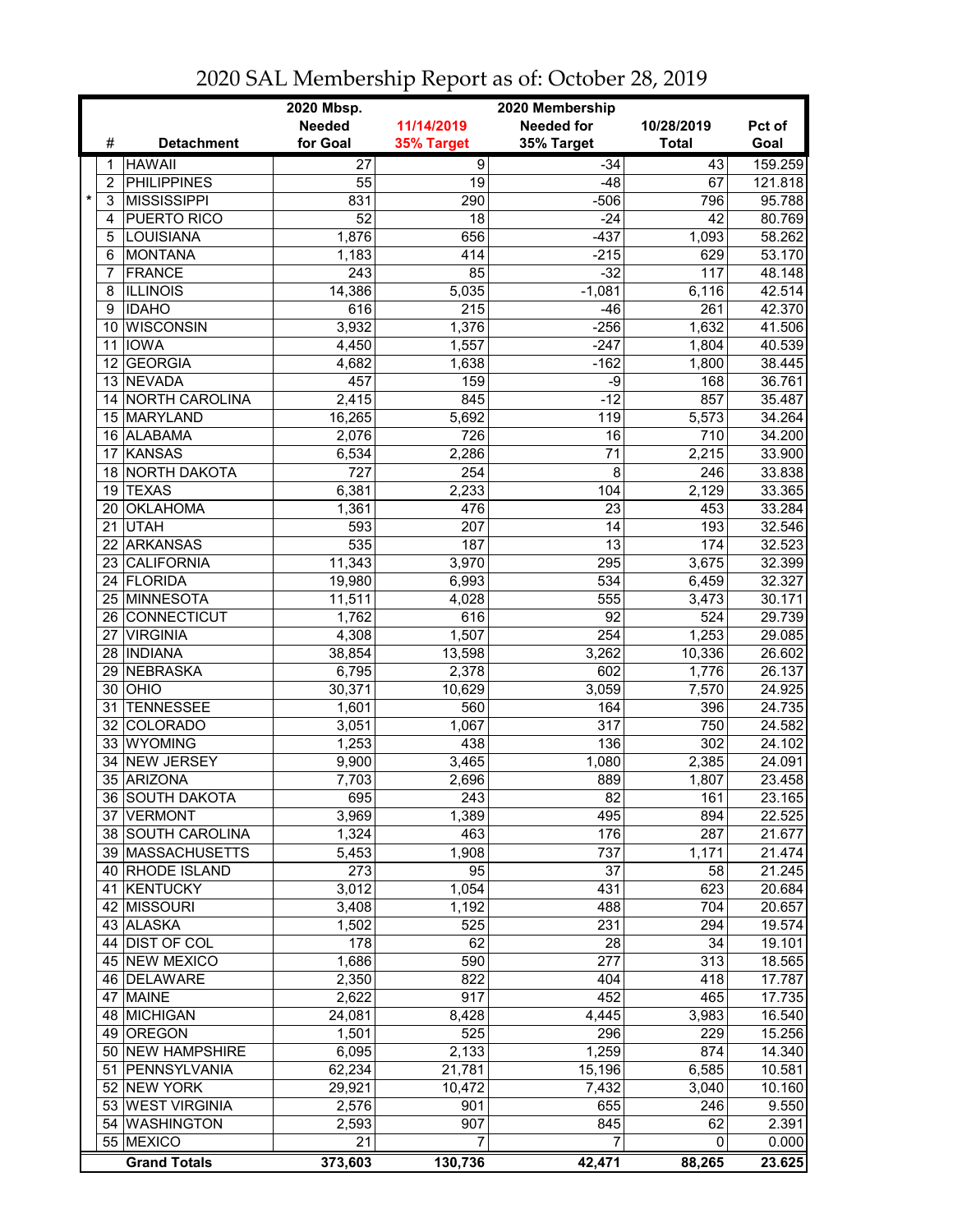# 2020 SAL Membership Report as of: October 28, 2019

| | # | Detachment | 2020 Mbsp. Needed for Goal | 11/14/2019 35% Target | 2020 Membership Needed for 35% Target | 10/28/2019 Total | Pct of Goal |
|---|---|---|---|---|---|---|---|
| | 1 | HAWAII | 27 | 9 | -34 | 43 | 159.259 |
| | 2 | PHILIPPINES | 55 | 19 | -48 | 67 | 121.818 |
| * | 3 | MISSISSIPPI | 831 | 290 | -506 | 796 | 95.788 |
| | 4 | PUERTO RICO | 52 | 18 | -24 | 42 | 80.769 |
| | 5 | LOUISIANA | 1,876 | 656 | -437 | 1,093 | 58.262 |
| | 6 | MONTANA | 1,183 | 414 | -215 | 629 | 53.170 |
| | 7 | FRANCE | 243 | 85 | -32 | 117 | 48.148 |
| | 8 | ILLINOIS | 14,386 | 5,035 | -1,081 | 6,116 | 42.514 |
| | 9 | IDAHO | 616 | 215 | -46 | 261 | 42.370 |
| | 10 | WISCONSIN | 3,932 | 1,376 | -256 | 1,632 | 41.506 |
| | 11 | IOWA | 4,450 | 1,557 | -247 | 1,804 | 40.539 |
| | 12 | GEORGIA | 4,682 | 1,638 | -162 | 1,800 | 38.445 |
| | 13 | NEVADA | 457 | 159 | -9 | 168 | 36.761 |
| | 14 | NORTH CAROLINA | 2,415 | 845 | -12 | 857 | 35.487 |
| | 15 | MARYLAND | 16,265 | 5,692 | 119 | 5,573 | 34.264 |
| | 16 | ALABAMA | 2,076 | 726 | 16 | 710 | 34.200 |
| | 17 | KANSAS | 6,534 | 2,286 | 71 | 2,215 | 33.900 |
| | 18 | NORTH DAKOTA | 727 | 254 | 8 | 246 | 33.838 |
| | 19 | TEXAS | 6,381 | 2,233 | 104 | 2,129 | 33.365 |
| | 20 | OKLAHOMA | 1,361 | 476 | 23 | 453 | 33.284 |
| | 21 | UTAH | 593 | 207 | 14 | 193 | 32.546 |
| | 22 | ARKANSAS | 535 | 187 | 13 | 174 | 32.523 |
| | 23 | CALIFORNIA | 11,343 | 3,970 | 295 | 3,675 | 32.399 |
| | 24 | FLORIDA | 19,980 | 6,993 | 534 | 6,459 | 32.327 |
| | 25 | MINNESOTA | 11,511 | 4,028 | 555 | 3,473 | 30.171 |
| | 26 | CONNECTICUT | 1,762 | 616 | 92 | 524 | 29.739 |
| | 27 | VIRGINIA | 4,308 | 1,507 | 254 | 1,253 | 29.085 |
| | 28 | INDIANA | 38,854 | 13,598 | 3,262 | 10,336 | 26.602 |
| | 29 | NEBRASKA | 6,795 | 2,378 | 602 | 1,776 | 26.137 |
| | 30 | OHIO | 30,371 | 10,629 | 3,059 | 7,570 | 24.925 |
| | 31 | TENNESSEE | 1,601 | 560 | 164 | 396 | 24.735 |
| | 32 | COLORADO | 3,051 | 1,067 | 317 | 750 | 24.582 |
| | 33 | WYOMING | 1,253 | 438 | 136 | 302 | 24.102 |
| | 34 | NEW JERSEY | 9,900 | 3,465 | 1,080 | 2,385 | 24.091 |
| | 35 | ARIZONA | 7,703 | 2,696 | 889 | 1,807 | 23.458 |
| | 36 | SOUTH DAKOTA | 695 | 243 | 82 | 161 | 23.165 |
| | 37 | VERMONT | 3,969 | 1,389 | 495 | 894 | 22.525 |
| | 38 | SOUTH CAROLINA | 1,324 | 463 | 176 | 287 | 21.677 |
| | 39 | MASSACHUSETTS | 5,453 | 1,908 | 737 | 1,171 | 21.474 |
| | 40 | RHODE ISLAND | 273 | 95 | 37 | 58 | 21.245 |
| | 41 | KENTUCKY | 3,012 | 1,054 | 431 | 623 | 20.684 |
| | 42 | MISSOURI | 3,408 | 1,192 | 488 | 704 | 20.657 |
| | 43 | ALASKA | 1,502 | 525 | 231 | 294 | 19.574 |
| | 44 | DIST OF COL | 178 | 62 | 28 | 34 | 19.101 |
| | 45 | NEW MEXICO | 1,686 | 590 | 277 | 313 | 18.565 |
| | 46 | DELAWARE | 2,350 | 822 | 404 | 418 | 17.787 |
| | 47 | MAINE | 2,622 | 917 | 452 | 465 | 17.735 |
| | 48 | MICHIGAN | 24,081 | 8,428 | 4,445 | 3,983 | 16.540 |
| | 49 | OREGON | 1,501 | 525 | 296 | 229 | 15.256 |
| | 50 | NEW HAMPSHIRE | 6,095 | 2,133 | 1,259 | 874 | 14.340 |
| | 51 | PENNSYLVANIA | 62,234 | 21,781 | 15,196 | 6,585 | 10.581 |
| | 52 | NEW YORK | 29,921 | 10,472 | 7,432 | 3,040 | 10.160 |
| | 53 | WEST VIRGINIA | 2,576 | 901 | 655 | 246 | 9.550 |
| | 54 | WASHINGTON | 2,593 | 907 | 845 | 62 | 2.391 |
| | 55 | MEXICO | 21 | 7 | 7 | 0 | 0.000 |
| | | **Grand Totals** | **373,603** | **130,736** | **42,471** | **88,265** | **23.625** |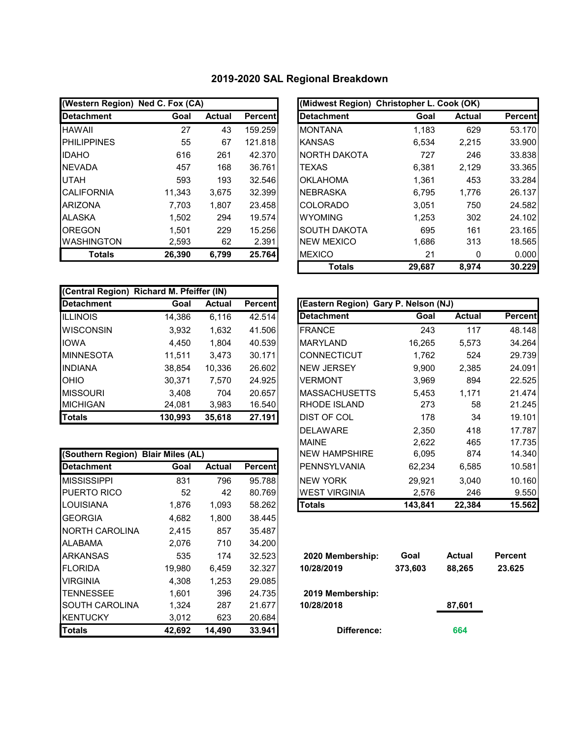# 2019-2020 SAL Regional Breakdown

| (Western Region) Ned C. Fox (CA) | | | |
|---|---|---|---|
| **Detachment** | **Goal** | **Actual** | **Percent** |
| HAWAII | 27 | 43 | 159.259 |
| PHILIPPINES | 55 | 67 | 121.818 |
| IDAHO | 616 | 261 | 42.370 |
| NEVADA | 457 | 168 | 36.761 |
| UTAH | 593 | 193 | 32.546 |
| CALIFORNIA | 11,343 | 3,675 | 32.399 |
| ARIZONA | 7,703 | 1,807 | 23.458 |
| ALASKA | 1,502 | 294 | 19.574 |
| OREGON | 1,501 | 229 | 15.256 |
| WASHINGTON | 2,593 | 62 | 2.391 |
| **Totals** | **26,390** | **6,799** | **25.764** |

| (Midwest Region) Christopher L. Cook (OK) | | | |
|---|---|---|---|
| **Detachment** | **Goal** | **Actual** | **Percent** |
| MONTANA | 1,183 | 629 | 53.170 |
| KANSAS | 6,534 | 2,215 | 33.900 |
| NORTH DAKOTA | 727 | 246 | 33.838 |
| TEXAS | 6,381 | 2,129 | 33.365 |
| OKLAHOMA | 1,361 | 453 | 33.284 |
| NEBRASKA | 6,795 | 1,776 | 26.137 |
| COLORADO | 3,051 | 750 | 24.582 |
| WYOMING | 1,253 | 302 | 24.102 |
| SOUTH DAKOTA | 695 | 161 | 23.165 |
| NEW MEXICO | 1,686 | 313 | 18.565 |
| MEXICO | 21 | 0 | 0.000 |
| **Totals** | **29,687** | **8,974** | **30.229** |

| (Central Region) Richard M. Pfeiffer (IN) | | | |
|---|---|---|---|
| **Detachment** | **Goal** | **Actual** | **Percent** |
| ILLINOIS | 14,386 | 6,116 | 42.514 |
| WISCONSIN | 3,932 | 1,632 | 41.506 |
| IOWA | 4,450 | 1,804 | 40.539 |
| MINNESOTA | 11,511 | 3,473 | 30.171 |
| INDIANA | 38,854 | 10,336 | 26.602 |
| OHIO | 30,371 | 7,570 | 24.925 |
| MISSOURI | 3,408 | 704 | 20.657 |
| MICHIGAN | 24,081 | 3,983 | 16.540 |
| **Totals** | **130,993** | **35,618** | **27.191** |

| (Eastern Region) Gary P. Nelson (NJ) | | | |
|---|---|---|---|
| **Detachment** | **Goal** | **Actual** | **Percent** |
| FRANCE | 243 | 117 | 48.148 |
| MARYLAND | 16,265 | 5,573 | 34.264 |
| CONNECTICUT | 1,762 | 524 | 29.739 |
| NEW JERSEY | 9,900 | 2,385 | 24.091 |
| VERMONT | 3,969 | 894 | 22.525 |
| MASSACHUSETTS | 5,453 | 1,171 | 21.474 |
| RHODE ISLAND | 273 | 58 | 21.245 |
| DIST OF COL | 178 | 34 | 19.101 |
| DELAWARE | 2,350 | 418 | 17.787 |
| MAINE | 2,622 | 465 | 17.735 |
| NEW HAMPSHIRE | 6,095 | 874 | 14.340 |
| PENNSYLVANIA | 62,234 | 6,585 | 10.581 |
| NEW YORK | 29,921 | 3,040 | 10.160 |
| WEST VIRGINIA | 2,576 | 246 | 9.550 |
| **Totals** | **143,841** | **22,384** | **15.562** |

| (Southern Region) Blair Miles (AL) | | | |
|---|---|---|---|
| **Detachment** | **Goal** | **Actual** | **Percent** |
| MISSISSIPPI | 831 | 796 | 95.788 |
| PUERTO RICO | 52 | 42 | 80.769 |
| LOUISIANA | 1,876 | 1,093 | 58.262 |
| GEORGIA | 4,682 | 1,800 | 38.445 |
| NORTH CAROLINA | 2,415 | 857 | 35.487 |
| ALABAMA | 2,076 | 710 | 34.200 |
| ARKANSAS | 535 | 174 | 32.523 |
| FLORIDA | 19,980 | 6,459 | 32.327 |
| VIRGINIA | 4,308 | 1,253 | 29.085 |
| TENNESSEE | 1,601 | 396 | 24.735 |
| SOUTH CAROLINA | 1,324 | 287 | 21.677 |
| KENTUCKY | 3,012 | 623 | 20.684 |
| **Totals** | **42,692** | **14,490** | **33.941** |

| | Goal | Actual | Percent |
|---|---|---|---|
| **2020 Membership:** 10/28/2019 | **373,603** | **88,265** | **23.625** |
| **2019 Membership:** 10/28/2018 | | **87,601** | |
| **Difference:** | | **664** | |